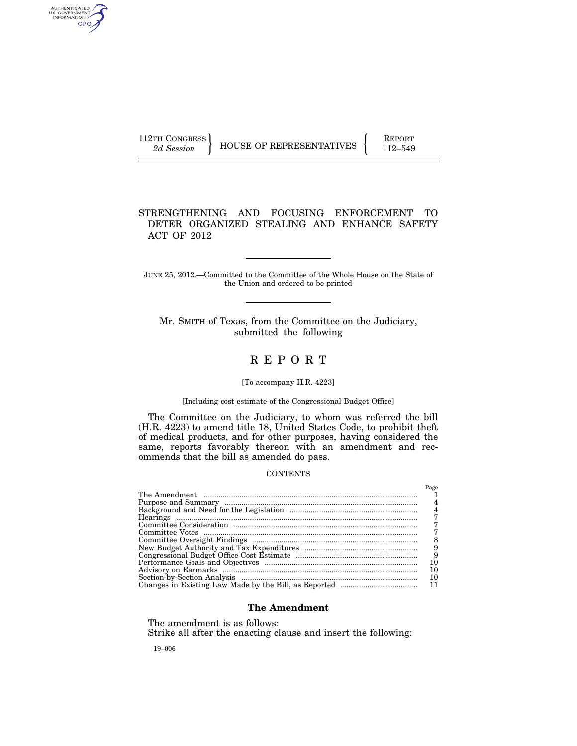112TH CONGRESS
*2d Session*

HOUSE OF REPRESENTATIVES

REPORT
112–549

# STRENGTHENING AND FOCUSING ENFORCEMENT TO DETER ORGANIZED STEALING AND ENHANCE SAFETY ACT OF 2012

JUNE 25, 2012.—Committed to the Committee of the Whole House on the State of the Union and ordered to be printed

Mr. SMITH of Texas, from the Committee on the Judiciary, submitted the following

# R E P O R T

[To accompany H.R. 4223]

[Including cost estimate of the Congressional Budget Office]

The Committee on the Judiciary, to whom was referred the bill (H.R. 4223) to amend title 18, United States Code, to prohibit theft of medical products, and for other purposes, having considered the same, reports favorably thereon with an amendment and recommends that the bill as amended do pass.

CONTENTS

| | Page |
|---|---|
| The Amendment | 1 |
| Purpose and Summary | 4 |
| Background and Need for the Legislation | 4 |
| Hearings | 7 |
| Committee Consideration | 7 |
| Committee Votes | 7 |
| Committee Oversight Findings | 8 |
| New Budget Authority and Tax Expenditures | 9 |
| Congressional Budget Office Cost Estimate | 9 |
| Performance Goals and Objectives | 10 |
| Advisory on Earmarks | 10 |
| Section-by-Section Analysis | 10 |
| Changes in Existing Law Made by the Bill, as Reported | 11 |

## The Amendment

The amendment is as follows:
Strike all after the enacting clause and insert the following:

19–006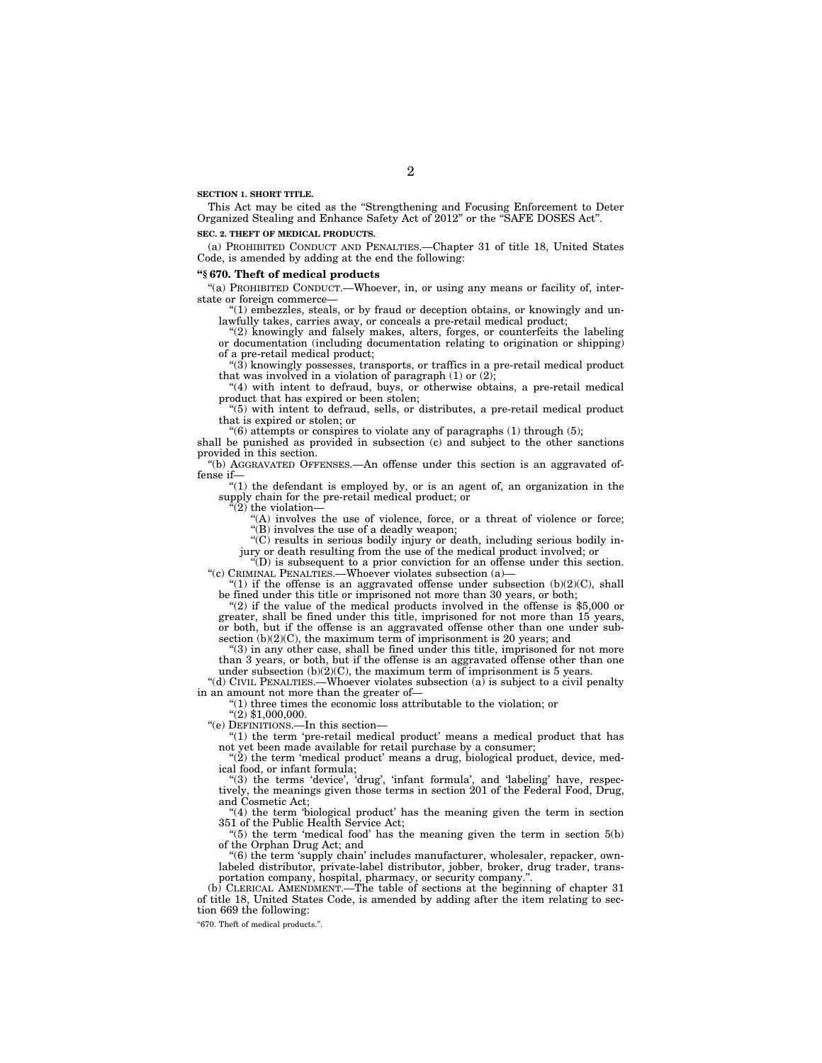**SECTION 1. SHORT TITLE.**

This Act may be cited as the "Strengthening and Focusing Enforcement to Deter Organized Stealing and Enhance Safety Act of 2012" or the "SAFE DOSES Act".

**SEC. 2. THEFT OF MEDICAL PRODUCTS.**

(a) PROHIBITED CONDUCT AND PENALTIES.—Chapter 31 of title 18, United States Code, is amended by adding at the end the following:

**"§ 670. Theft of medical products**

"(a) PROHIBITED CONDUCT.—Whoever, in, or using any means or facility of, interstate or foreign commerce—

"(1) embezzles, steals, or by fraud or deception obtains, or knowingly and unlawfully takes, carries away, or conceals a pre-retail medical product;

"(2) knowingly and falsely makes, alters, forges, or counterfeits the labeling or documentation (including documentation relating to origination or shipping) of a pre-retail medical product;

"(3) knowingly possesses, transports, or traffics in a pre-retail medical product that was involved in a violation of paragraph (1) or (2);

"(4) with intent to defraud, buys, or otherwise obtains, a pre-retail medical product that has expired or been stolen;

"(5) with intent to defraud, sells, or distributes, a pre-retail medical product that is expired or stolen; or

"(6) attempts or conspires to violate any of paragraphs (1) through (5);

shall be punished as provided in subsection (c) and subject to the other sanctions provided in this section.

"(b) AGGRAVATED OFFENSES.—An offense under this section is an aggravated offense if—

"(1) the defendant is employed by, or is an agent of, an organization in the supply chain for the pre-retail medical product; or

"(2) the violation—

"(A) involves the use of violence, force, or a threat of violence or force;

"(B) involves the use of a deadly weapon;

"(C) results in serious bodily injury or death, including serious bodily injury or death resulting from the use of the medical product involved; or

"(D) is subsequent to a prior conviction for an offense under this section.

"(c) CRIMINAL PENALTIES.—Whoever violates subsection (a)—

"(1) if the offense is an aggravated offense under subsection (b)(2)(C), shall be fined under this title or imprisoned not more than 30 years, or both;

"(2) if the value of the medical products involved in the offense is $5,000 or greater, shall be fined under this title, imprisoned for not more than 15 years, or both, but if the offense is an aggravated offense other than one under subsection (b)(2)(C), the maximum term of imprisonment is 20 years; and

"(3) in any other case, shall be fined under this title, imprisoned for not more than 3 years, or both, but if the offense is an aggravated offense other than one under subsection (b)(2)(C), the maximum term of imprisonment is 5 years.

"(d) CIVIL PENALTIES.—Whoever violates subsection (a) is subject to a civil penalty in an amount not more than the greater of—

"(1) three times the economic loss attributable to the violation; or

"(2) $1,000,000.

"(e) DEFINITIONS.—In this section—

"(1) the term 'pre-retail medical product' means a medical product that has not yet been made available for retail purchase by a consumer;

"(2) the term 'medical product' means a drug, biological product, device, medical food, or infant formula;

"(3) the terms 'device', 'drug', 'infant formula', and 'labeling' have, respectively, the meanings given those terms in section 201 of the Federal Food, Drug, and Cosmetic Act;

"(4) the term 'biological product' has the meaning given the term in section 351 of the Public Health Service Act;

"(5) the term 'medical food' has the meaning given the term in section 5(b) of the Orphan Drug Act; and

"(6) the term 'supply chain' includes manufacturer, wholesaler, repacker, own-labeled distributor, private-label distributor, jobber, broker, drug trader, transportation company, hospital, pharmacy, or security company.".

(b) CLERICAL AMENDMENT.—The table of sections at the beginning of chapter 31 of title 18, United States Code, is amended by adding after the item relating to section 669 the following:

"670. Theft of medical products.".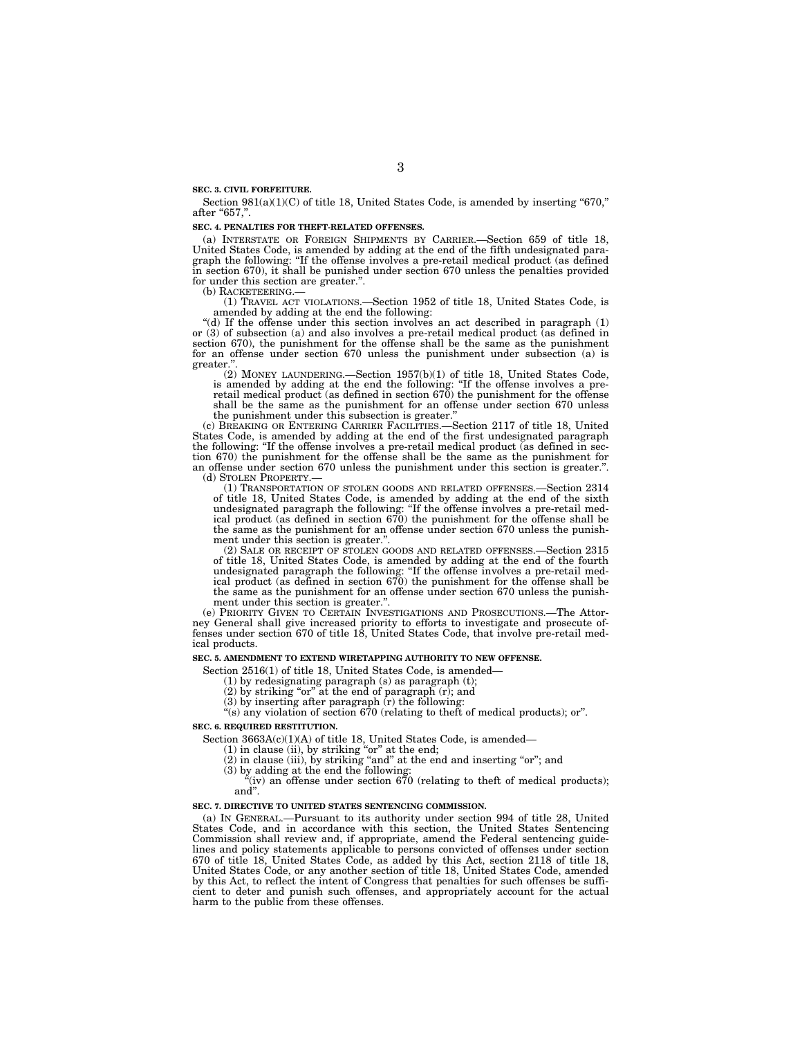**SEC. 3. CIVIL FORFEITURE.**

Section 981(a)(1)(C) of title 18, United States Code, is amended by inserting "670," after "657,".

**SEC. 4. PENALTIES FOR THEFT-RELATED OFFENSES.**

(a) INTERSTATE OR FOREIGN SHIPMENTS BY CARRIER.—Section 659 of title 18, United States Code, is amended by adding at the end of the fifth undesignated paragraph the following: "If the offense involves a pre-retail medical product (as defined in section 670), it shall be punished under section 670 unless the penalties provided for under this section are greater.".

(b) RACKETEERING.—

(1) TRAVEL ACT VIOLATIONS.—Section 1952 of title 18, United States Code, is amended by adding at the end the following:

"(d) If the offense under this section involves an act described in paragraph (1) or (3) of subsection (a) and also involves a pre-retail medical product (as defined in section 670), the punishment for the offense shall be the same as the punishment for an offense under section 670 unless the punishment under subsection (a) is greater.".

(2) MONEY LAUNDERING.—Section 1957(b)(1) of title 18, United States Code, is amended by adding at the end the following: "If the offense involves a pre-retail medical product (as defined in section 670) the punishment for the offense shall be the same as the punishment for an offense under section 670 unless the punishment under this subsection is greater."

(c) BREAKING OR ENTERING CARRIER FACILITIES.—Section 2117 of title 18, United States Code, is amended by adding at the end of the first undesignated paragraph the following: "If the offense involves a pre-retail medical product (as defined in section 670) the punishment for the offense shall be the same as the punishment for an offense under section 670 unless the punishment under this section is greater.".

(d) STOLEN PROPERTY.—

(1) TRANSPORTATION OF STOLEN GOODS AND RELATED OFFENSES.—Section 2314 of title 18, United States Code, is amended by adding at the end of the sixth undesignated paragraph the following: "If the offense involves a pre-retail medical product (as defined in section 670) the punishment for the offense shall be the same as the punishment for an offense under section 670 unless the punishment under this section is greater.".

(2) SALE OR RECEIPT OF STOLEN GOODS AND RELATED OFFENSES.—Section 2315 of title 18, United States Code, is amended by adding at the end of the fourth undesignated paragraph the following: "If the offense involves a pre-retail medical product (as defined in section 670) the punishment for the offense shall be the same as the punishment for an offense under section 670 unless the punishment under this section is greater.".

(e) PRIORITY GIVEN TO CERTAIN INVESTIGATIONS AND PROSECUTIONS.—The Attorney General shall give increased priority to efforts to investigate and prosecute offenses under section 670 of title 18, United States Code, that involve pre-retail medical products.

**SEC. 5. AMENDMENT TO EXTEND WIRETAPPING AUTHORITY TO NEW OFFENSE.**

Section 2516(1) of title 18, United States Code, is amended—

(1) by redesignating paragraph (s) as paragraph (t);

(2) by striking "or" at the end of paragraph (r); and

(3) by inserting after paragraph (r) the following:

"(s) any violation of section 670 (relating to theft of medical products); or".

**SEC. 6. REQUIRED RESTITUTION.**

Section 3663A(c)(1)(A) of title 18, United States Code, is amended—

(1) in clause (ii), by striking "or" at the end;

(2) in clause (iii), by striking "and" at the end and inserting "or"; and

(3) by adding at the end the following:

"(iv) an offense under section 670 (relating to theft of medical products); and".

**SEC. 7. DIRECTIVE TO UNITED STATES SENTENCING COMMISSION.**

(a) IN GENERAL.—Pursuant to its authority under section 994 of title 28, United States Code, and in accordance with this section, the United States Sentencing Commission shall review and, if appropriate, amend the Federal sentencing guidelines and policy statements applicable to persons convicted of offenses under section 670 of title 18, United States Code, as added by this Act, section 2118 of title 18, United States Code, or any another section of title 18, United States Code, amended by this Act, to reflect the intent of Congress that penalties for such offenses be sufficient to deter and punish such offenses, and appropriately account for the actual harm to the public from these offenses.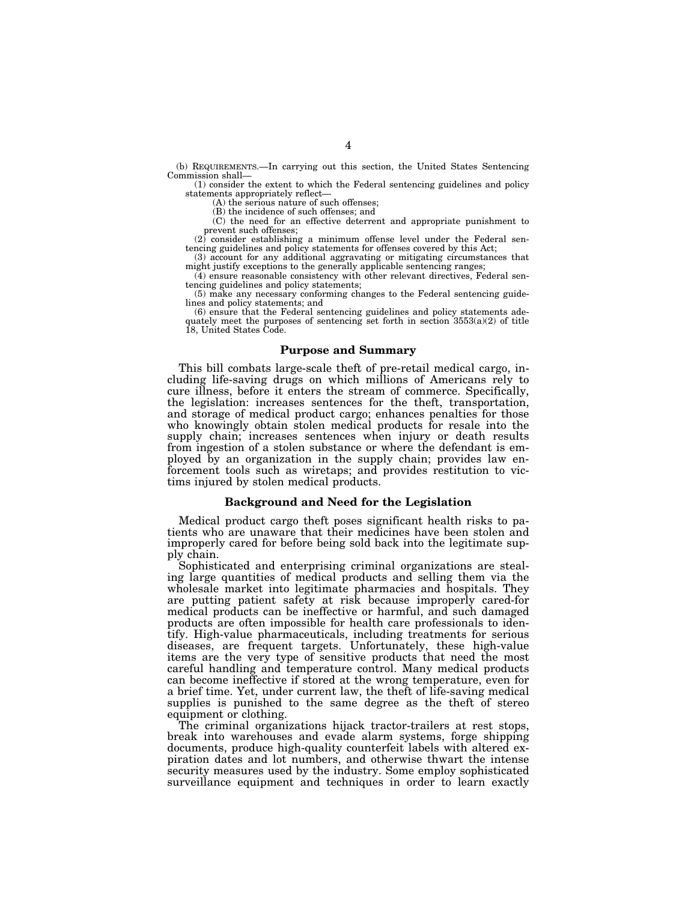(b) REQUIREMENTS.—In carrying out this section, the United States Sentencing Commission shall—

(1) consider the extent to which the Federal sentencing guidelines and policy statements appropriately reflect—

(A) the serious nature of such offenses;

(B) the incidence of such offenses; and

(C) the need for an effective deterrent and appropriate punishment to prevent such offenses;

(2) consider establishing a minimum offense level under the Federal sentencing guidelines and policy statements for offenses covered by this Act;

(3) account for any additional aggravating or mitigating circumstances that might justify exceptions to the generally applicable sentencing ranges;

(4) ensure reasonable consistency with other relevant directives, Federal sentencing guidelines and policy statements;

(5) make any necessary conforming changes to the Federal sentencing guidelines and policy statements; and

(6) ensure that the Federal sentencing guidelines and policy statements adequately meet the purposes of sentencing set forth in section 3553(a)(2) of title 18, United States Code.

## Purpose and Summary

This bill combats large-scale theft of pre-retail medical cargo, including life-saving drugs on which millions of Americans rely to cure illness, before it enters the stream of commerce. Specifically, the legislation: increases sentences for the theft, transportation, and storage of medical product cargo; enhances penalties for those who knowingly obtain stolen medical products for resale into the supply chain; increases sentences when injury or death results from ingestion of a stolen substance or where the defendant is employed by an organization in the supply chain; provides law enforcement tools such as wiretaps; and provides restitution to victims injured by stolen medical products.

## Background and Need for the Legislation

Medical product cargo theft poses significant health risks to patients who are unaware that their medicines have been stolen and improperly cared for before being sold back into the legitimate supply chain.

Sophisticated and enterprising criminal organizations are stealing large quantities of medical products and selling them via the wholesale market into legitimate pharmacies and hospitals. They are putting patient safety at risk because improperly cared-for medical products can be ineffective or harmful, and such damaged products are often impossible for health care professionals to identify. High-value pharmaceuticals, including treatments for serious diseases, are frequent targets. Unfortunately, these high-value items are the very type of sensitive products that need the most careful handling and temperature control. Many medical products can become ineffective if stored at the wrong temperature, even for a brief time. Yet, under current law, the theft of life-saving medical supplies is punished to the same degree as the theft of stereo equipment or clothing.

The criminal organizations hijack tractor-trailers at rest stops, break into warehouses and evade alarm systems, forge shipping documents, produce high-quality counterfeit labels with altered expiration dates and lot numbers, and otherwise thwart the intense security measures used by the industry. Some employ sophisticated surveillance equipment and techniques in order to learn exactly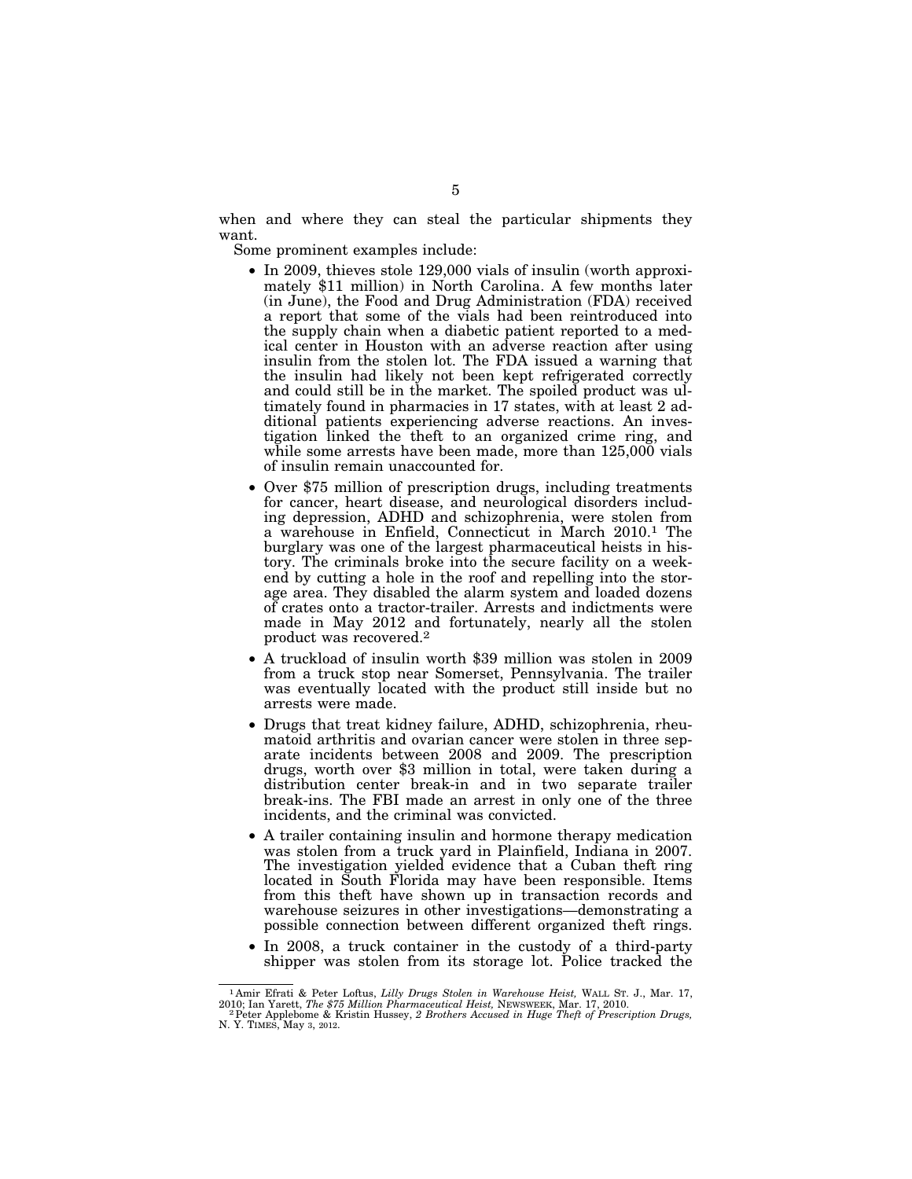when and where they can steal the particular shipments they want.

Some prominent examples include:

- In 2009, thieves stole 129,000 vials of insulin (worth approximately $11 million) in North Carolina. A few months later (in June), the Food and Drug Administration (FDA) received a report that some of the vials had been reintroduced into the supply chain when a diabetic patient reported to a medical center in Houston with an adverse reaction after using insulin from the stolen lot. The FDA issued a warning that the insulin had likely not been kept refrigerated correctly and could still be in the market. The spoiled product was ultimately found in pharmacies in 17 states, with at least 2 additional patients experiencing adverse reactions. An investigation linked the theft to an organized crime ring, and while some arrests have been made, more than 125,000 vials of insulin remain unaccounted for.
- Over $75 million of prescription drugs, including treatments for cancer, heart disease, and neurological disorders including depression, ADHD and schizophrenia, were stolen from a warehouse in Enfield, Connecticut in March 2010.[1] The burglary was one of the largest pharmaceutical heists in history. The criminals broke into the secure facility on a weekend by cutting a hole in the roof and repelling into the storage area. They disabled the alarm system and loaded dozens of crates onto a tractor-trailer. Arrests and indictments were made in May 2012 and fortunately, nearly all the stolen product was recovered.[2]
- A truckload of insulin worth $39 million was stolen in 2009 from a truck stop near Somerset, Pennsylvania. The trailer was eventually located with the product still inside but no arrests were made.
- Drugs that treat kidney failure, ADHD, schizophrenia, rheumatoid arthritis and ovarian cancer were stolen in three separate incidents between 2008 and 2009. The prescription drugs, worth over $3 million in total, were taken during a distribution center break-in and in two separate trailer break-ins. The FBI made an arrest in only one of the three incidents, and the criminal was convicted.
- A trailer containing insulin and hormone therapy medication was stolen from a truck yard in Plainfield, Indiana in 2007. The investigation yielded evidence that a Cuban theft ring located in South Florida may have been responsible. Items from this theft have shown up in transaction records and warehouse seizures in other investigations—demonstrating a possible connection between different organized theft rings.
- In 2008, a truck container in the custody of a third-party shipper was stolen from its storage lot. Police tracked the

---

[1] Amir Efrati & Peter Loftus, *Lilly Drugs Stolen in Warehouse Heist,* WALL ST. J., Mar. 17, 2010; Ian Yarett, *The $75 Million Pharmaceutical Heist,* NEWSWEEK, Mar. 17, 2010.

[2] Peter Applebome & Kristin Hussey, *2 Brothers Accused in Huge Theft of Prescription Drugs,* N. Y. TIMES, May 3, 2012.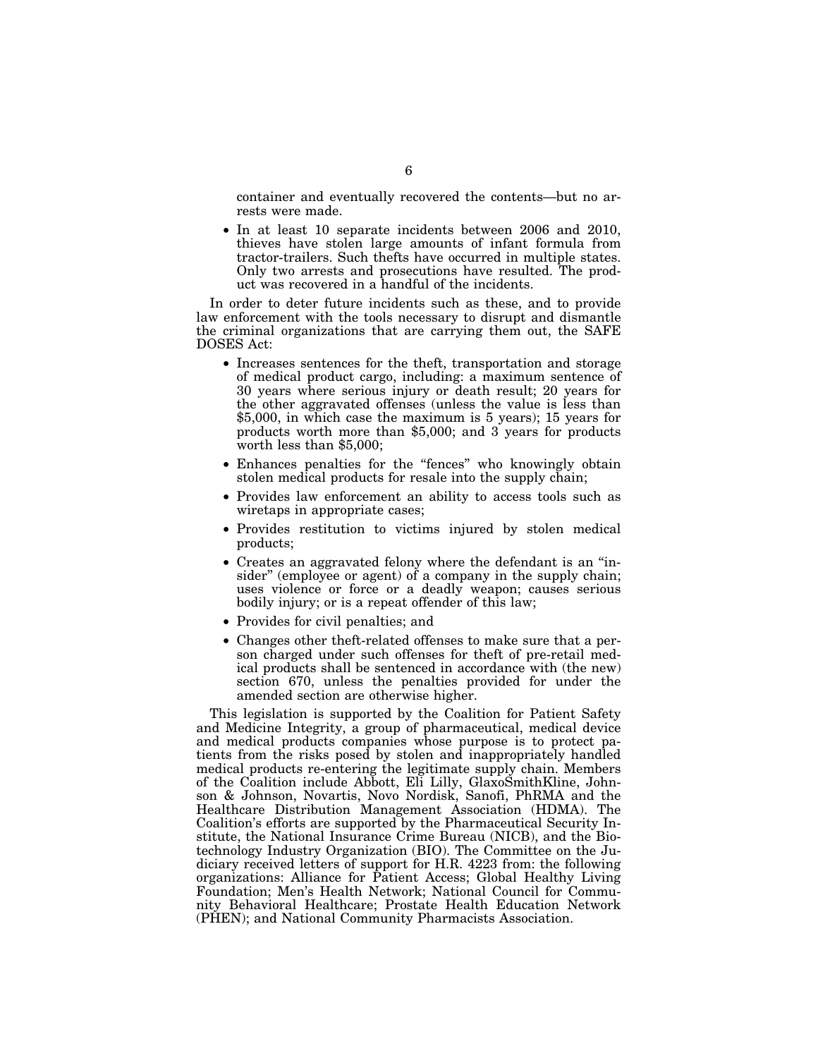container and eventually recovered the contents—but no arrests were made.

- In at least 10 separate incidents between 2006 and 2010, thieves have stolen large amounts of infant formula from tractor-trailers. Such thefts have occurred in multiple states. Only two arrests and prosecutions have resulted. The product was recovered in a handful of the incidents.

In order to deter future incidents such as these, and to provide law enforcement with the tools necessary to disrupt and dismantle the criminal organizations that are carrying them out, the SAFE DOSES Act:

- Increases sentences for the theft, transportation and storage of medical product cargo, including: a maximum sentence of 30 years where serious injury or death result; 20 years for the other aggravated offenses (unless the value is less than $5,000, in which case the maximum is 5 years); 15 years for products worth more than $5,000; and 3 years for products worth less than $5,000;
- Enhances penalties for the "fences" who knowingly obtain stolen medical products for resale into the supply chain;
- Provides law enforcement an ability to access tools such as wiretaps in appropriate cases;
- Provides restitution to victims injured by stolen medical products;
- Creates an aggravated felony where the defendant is an "insider" (employee or agent) of a company in the supply chain; uses violence or force or a deadly weapon; causes serious bodily injury; or is a repeat offender of this law;
- Provides for civil penalties; and
- Changes other theft-related offenses to make sure that a person charged under such offenses for theft of pre-retail medical products shall be sentenced in accordance with (the new) section 670, unless the penalties provided for under the amended section are otherwise higher.

This legislation is supported by the Coalition for Patient Safety and Medicine Integrity, a group of pharmaceutical, medical device and medical products companies whose purpose is to protect patients from the risks posed by stolen and inappropriately handled medical products re-entering the legitimate supply chain. Members of the Coalition include Abbott, Eli Lilly, GlaxoSmithKline, Johnson & Johnson, Novartis, Novo Nordisk, Sanofi, PhRMA and the Healthcare Distribution Management Association (HDMA). The Coalition's efforts are supported by the Pharmaceutical Security Institute, the National Insurance Crime Bureau (NICB), and the Biotechnology Industry Organization (BIO). The Committee on the Judiciary received letters of support for H.R. 4223 from: the following organizations: Alliance for Patient Access; Global Healthy Living Foundation; Men's Health Network; National Council for Community Behavioral Healthcare; Prostate Health Education Network (PHEN); and National Community Pharmacists Association.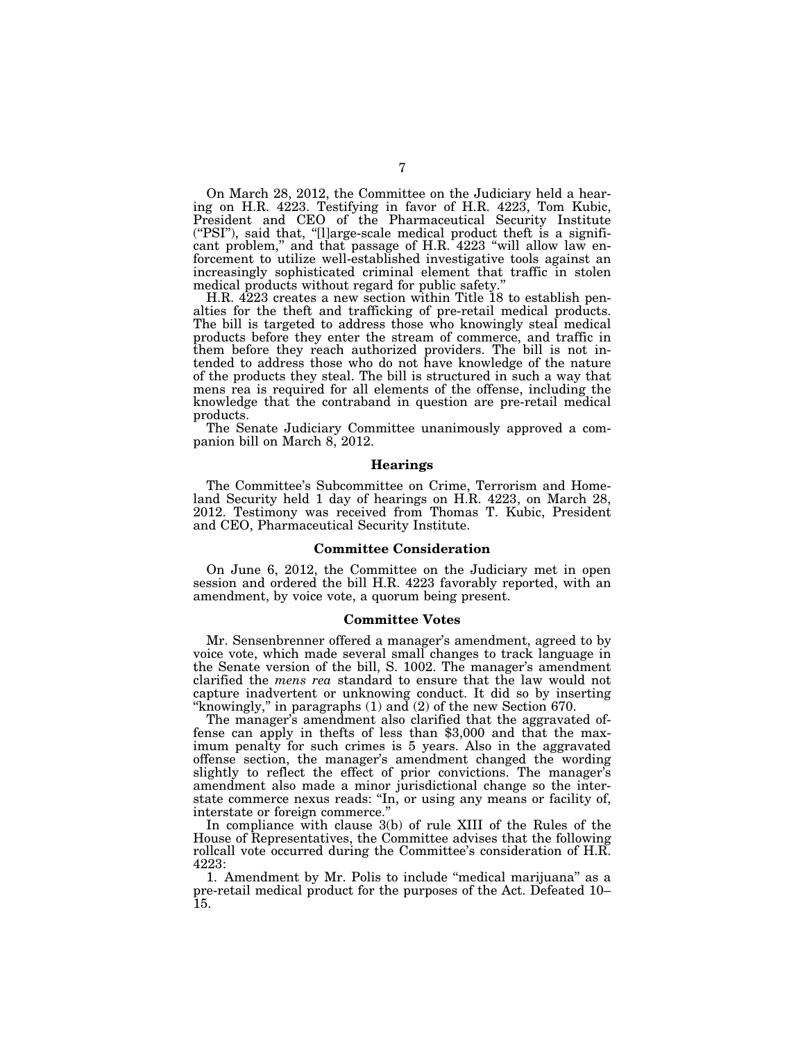On March 28, 2012, the Committee on the Judiciary held a hearing on H.R. 4223. Testifying in favor of H.R. 4223, Tom Kubic, President and CEO of the Pharmaceutical Security Institute ("PSI"), said that, "[l]arge-scale medical product theft is a significant problem," and that passage of H.R. 4223 "will allow law enforcement to utilize well-established investigative tools against an increasingly sophisticated criminal element that traffic in stolen medical products without regard for public safety."

H.R. 4223 creates a new section within Title 18 to establish penalties for the theft and trafficking of pre-retail medical products. The bill is targeted to address those who knowingly steal medical products before they enter the stream of commerce, and traffic in them before they reach authorized providers. The bill is not intended to address those who do not have knowledge of the nature of the products they steal. The bill is structured in such a way that mens rea is required for all elements of the offense, including the knowledge that the contraband in question are pre-retail medical products.

The Senate Judiciary Committee unanimously approved a companion bill on March 8, 2012.

## Hearings

The Committee's Subcommittee on Crime, Terrorism and Homeland Security held 1 day of hearings on H.R. 4223, on March 28, 2012. Testimony was received from Thomas T. Kubic, President and CEO, Pharmaceutical Security Institute.

## Committee Consideration

On June 6, 2012, the Committee on the Judiciary met in open session and ordered the bill H.R. 4223 favorably reported, with an amendment, by voice vote, a quorum being present.

## Committee Votes

Mr. Sensenbrenner offered a manager's amendment, agreed to by voice vote, which made several small changes to track language in the Senate version of the bill, S. 1002. The manager's amendment clarified the *mens rea* standard to ensure that the law would not capture inadvertent or unknowing conduct. It did so by inserting "knowingly," in paragraphs (1) and (2) of the new Section 670.

The manager's amendment also clarified that the aggravated offense can apply in thefts of less than $3,000 and that the maximum penalty for such crimes is 5 years. Also in the aggravated offense section, the manager's amendment changed the wording slightly to reflect the effect of prior convictions. The manager's amendment also made a minor jurisdictional change so the interstate commerce nexus reads: "In, or using any means or facility of, interstate or foreign commerce."

In compliance with clause 3(b) of rule XIII of the Rules of the House of Representatives, the Committee advises that the following rollcall vote occurred during the Committee's consideration of H.R. 4223:

1. Amendment by Mr. Polis to include "medical marijuana" as a pre-retail medical product for the purposes of the Act. Defeated 10–15.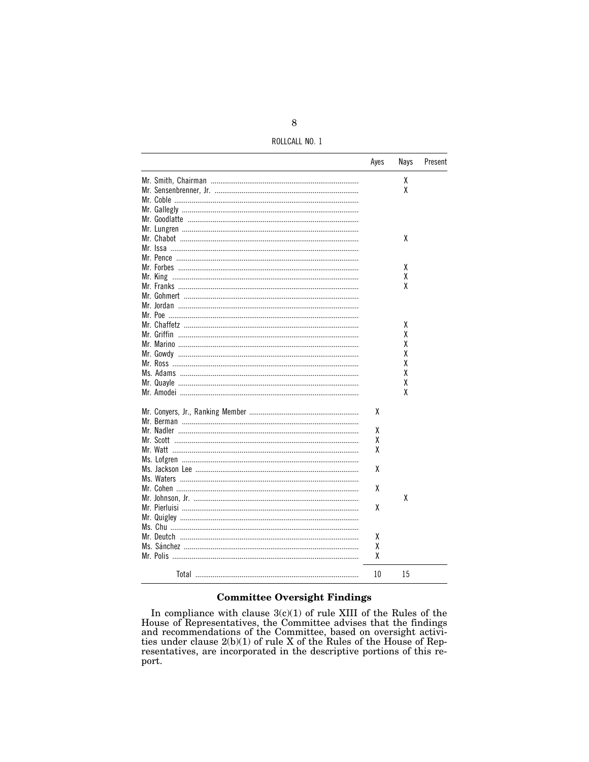ROLLCALL NO. 1

| | Ayes | Nays | Present |
|---|---|---|---|
| Mr. Smith, Chairman | | X | |
| Mr. Sensenbrenner, Jr. | | X | |
| Mr. Coble | | | |
| Mr. Gallegly | | | |
| Mr. Goodlatte | | | |
| Mr. Lungren | | | |
| Mr. Chabot | | X | |
| Mr. Issa | | | |
| Mr. Pence | | | |
| Mr. Forbes | | X | |
| Mr. King | | X | |
| Mr. Franks | | X | |
| Mr. Gohmert | | | |
| Mr. Jordan | | | |
| Mr. Poe | | | |
| Mr. Chaffetz | | X | |
| Mr. Griffin | | X | |
| Mr. Marino | | X | |
| Mr. Gowdy | | X | |
| Mr. Ross | | X | |
| Ms. Adams | | X | |
| Mr. Quayle | | X | |
| Mr. Amodei | | X | |
| Mr. Conyers, Jr., Ranking Member | X | | |
| Mr. Berman | | | |
| Mr. Nadler | X | | |
| Mr. Scott | X | | |
| Mr. Watt | X | | |
| Ms. Lofgren | | | |
| Ms. Jackson Lee | X | | |
| Ms. Waters | | | |
| Mr. Cohen | X | | |
| Mr. Johnson, Jr. | | X | |
| Mr. Pierluisi | X | | |
| Mr. Quigley | | | |
| Ms. Chu | | | |
| Mr. Deutch | X | | |
| Ms. Sánchez | X | | |
| Mr. Polis | X | | |
| Total | 10 | 15 | |

## Committee Oversight Findings

In compliance with clause 3(c)(1) of rule XIII of the Rules of the House of Representatives, the Committee advises that the findings and recommendations of the Committee, based on oversight activities under clause 2(b)(1) of rule X of the Rules of the House of Representatives, are incorporated in the descriptive portions of this report.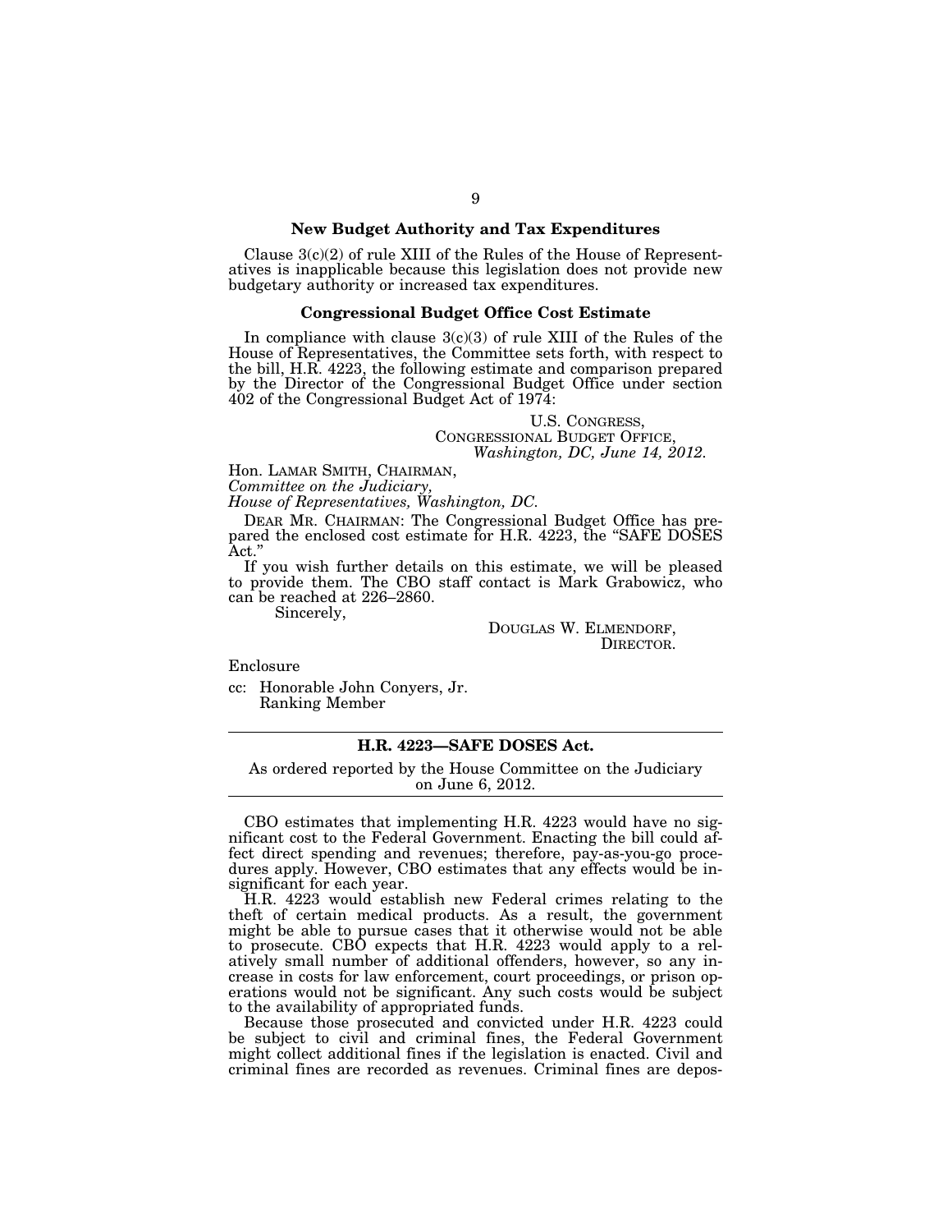### New Budget Authority and Tax Expenditures

Clause 3(c)(2) of rule XIII of the Rules of the House of Representatives is inapplicable because this legislation does not provide new budgetary authority or increased tax expenditures.

### Congressional Budget Office Cost Estimate

In compliance with clause 3(c)(3) of rule XIII of the Rules of the House of Representatives, the Committee sets forth, with respect to the bill, H.R. 4223, the following estimate and comparison prepared by the Director of the Congressional Budget Office under section 402 of the Congressional Budget Act of 1974:

U.S. CONGRESS,
CONGRESSIONAL BUDGET OFFICE,
*Washington, DC, June 14, 2012.*

Hon. LAMAR SMITH, CHAIRMAN,
*Committee on the Judiciary,*
*House of Representatives, Washington, DC.*

DEAR MR. CHAIRMAN: The Congressional Budget Office has prepared the enclosed cost estimate for H.R. 4223, the "SAFE DOSES Act."

If you wish further details on this estimate, we will be pleased to provide them. The CBO staff contact is Mark Grabowicz, who can be reached at 226–2860.

Sincerely,

DOUGLAS W. ELMENDORF,
DIRECTOR.

Enclosure

cc: Honorable John Conyers, Jr.
Ranking Member

---

### H.R. 4223—SAFE DOSES Act.

As ordered reported by the House Committee on the Judiciary on June 6, 2012.

---

CBO estimates that implementing H.R. 4223 would have no significant cost to the Federal Government. Enacting the bill could affect direct spending and revenues; therefore, pay-as-you-go procedures apply. However, CBO estimates that any effects would be insignificant for each year.

H.R. 4223 would establish new Federal crimes relating to the theft of certain medical products. As a result, the government might be able to pursue cases that it otherwise would not be able to prosecute. CBO expects that H.R. 4223 would apply to a relatively small number of additional offenders, however, so any increase in costs for law enforcement, court proceedings, or prison operations would not be significant. Any such costs would be subject to the availability of appropriated funds.

Because those prosecuted and convicted under H.R. 4223 could be subject to civil and criminal fines, the Federal Government might collect additional fines if the legislation is enacted. Civil and criminal fines are recorded as revenues. Criminal fines are depos-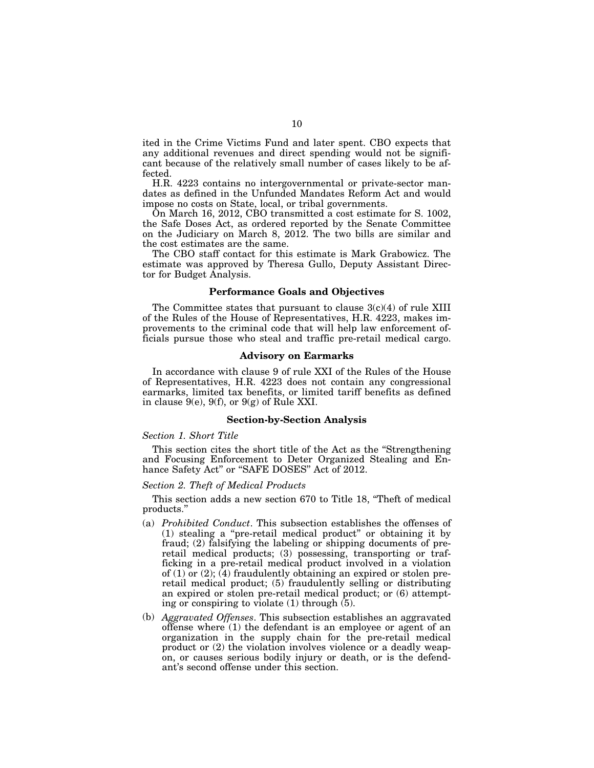ited in the Crime Victims Fund and later spent. CBO expects that any additional revenues and direct spending would not be significant because of the relatively small number of cases likely to be affected.

H.R. 4223 contains no intergovernmental or private-sector mandates as defined in the Unfunded Mandates Reform Act and would impose no costs on State, local, or tribal governments.

On March 16, 2012, CBO transmitted a cost estimate for S. 1002, the Safe Doses Act, as ordered reported by the Senate Committee on the Judiciary on March 8, 2012. The two bills are similar and the cost estimates are the same.

The CBO staff contact for this estimate is Mark Grabowicz. The estimate was approved by Theresa Gullo, Deputy Assistant Director for Budget Analysis.

### Performance Goals and Objectives

The Committee states that pursuant to clause 3(c)(4) of rule XIII of the Rules of the House of Representatives, H.R. 4223, makes improvements to the criminal code that will help law enforcement officials pursue those who steal and traffic pre-retail medical cargo.

### Advisory on Earmarks

In accordance with clause 9 of rule XXI of the Rules of the House of Representatives, H.R. 4223 does not contain any congressional earmarks, limited tax benefits, or limited tariff benefits as defined in clause 9(e), 9(f), or 9(g) of Rule XXI.

### Section-by-Section Analysis

*Section 1. Short Title*

This section cites the short title of the Act as the "Strengthening and Focusing Enforcement to Deter Organized Stealing and Enhance Safety Act" or "SAFE DOSES" Act of 2012.

*Section 2. Theft of Medical Products*

This section adds a new section 670 to Title 18, "Theft of medical products."

(a) *Prohibited Conduct*. This subsection establishes the offenses of (1) stealing a "pre-retail medical product" or obtaining it by fraud; (2) falsifying the labeling or shipping documents of pre-retail medical products; (3) possessing, transporting or trafficking in a pre-retail medical product involved in a violation of (1) or (2); (4) fraudulently obtaining an expired or stolen pre-retail medical product; (5) fraudulently selling or distributing an expired or stolen pre-retail medical product; or (6) attempting or conspiring to violate (1) through (5).

(b) *Aggravated Offenses*. This subsection establishes an aggravated offense where (1) the defendant is an employee or agent of an organization in the supply chain for the pre-retail medical product or (2) the violation involves violence or a deadly weapon, or causes serious bodily injury or death, or is the defendant's second offense under this section.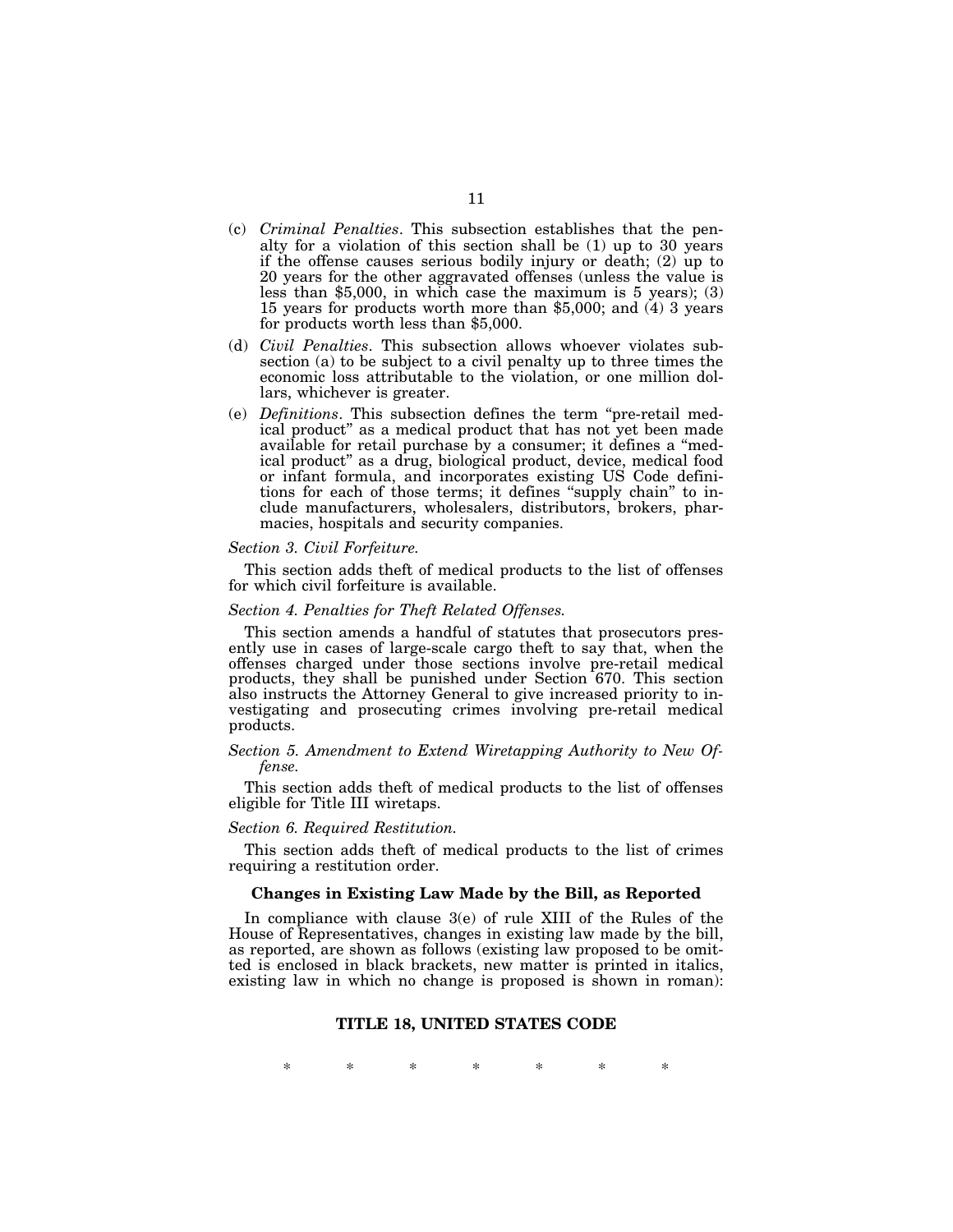(c) *Criminal Penalties*. This subsection establishes that the penalty for a violation of this section shall be (1) up to 30 years if the offense causes serious bodily injury or death; (2) up to 20 years for the other aggravated offenses (unless the value is less than $5,000, in which case the maximum is 5 years); (3) 15 years for products worth more than $5,000; and (4) 3 years for products worth less than $5,000.

(d) *Civil Penalties*. This subsection allows whoever violates subsection (a) to be subject to a civil penalty up to three times the economic loss attributable to the violation, or one million dollars, whichever is greater.

(e) *Definitions*. This subsection defines the term "pre-retail medical product" as a medical product that has not yet been made available for retail purchase by a consumer; it defines a "medical product" as a drug, biological product, device, medical food or infant formula, and incorporates existing US Code definitions for each of those terms; it defines "supply chain" to include manufacturers, wholesalers, distributors, brokers, pharmacies, hospitals and security companies.

*Section 3. Civil Forfeiture.*

This section adds theft of medical products to the list of offenses for which civil forfeiture is available.

*Section 4. Penalties for Theft Related Offenses.*

This section amends a handful of statutes that prosecutors presently use in cases of large-scale cargo theft to say that, when the offenses charged under those sections involve pre-retail medical products, they shall be punished under Section 670. This section also instructs the Attorney General to give increased priority to investigating and prosecuting crimes involving pre-retail medical products.

*Section 5. Amendment to Extend Wiretapping Authority to New Offense.*

This section adds theft of medical products to the list of offenses eligible for Title III wiretaps.

*Section 6. Required Restitution.*

This section adds theft of medical products to the list of crimes requiring a restitution order.

**Changes in Existing Law Made by the Bill, as Reported**

In compliance with clause 3(e) of rule XIII of the Rules of the House of Representatives, changes in existing law made by the bill, as reported, are shown as follows (existing law proposed to be omitted is enclosed in black brackets, new matter is printed in italics, existing law in which no change is proposed is shown in roman):

**TITLE 18, UNITED STATES CODE**

\* \* \* \* \* \* \*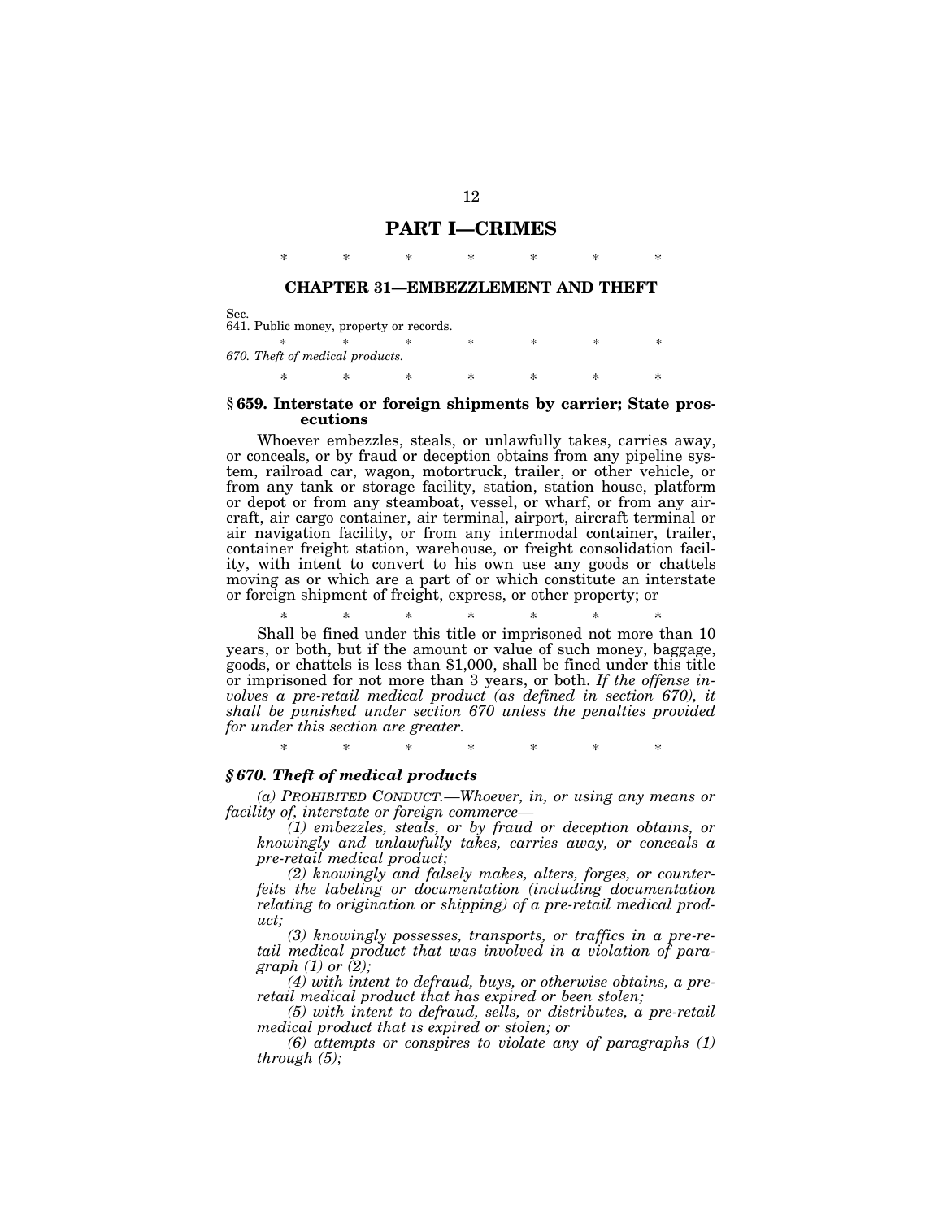## PART I—CRIMES

\* \* \* \* \* \* \*

### CHAPTER 31—EMBEZZLEMENT AND THEFT

Sec.
641. Public money, property or records.

\* \* \* \* \* \* \*

*670. Theft of medical products.*

\* \* \* \* \* \* \*

**§ 659. Interstate or foreign shipments by carrier; State prosecutions**

Whoever embezzles, steals, or unlawfully takes, carries away, or conceals, or by fraud or deception obtains from any pipeline system, railroad car, wagon, motortruck, trailer, or other vehicle, or from any tank or storage facility, station, station house, platform or depot or from any steamboat, vessel, or wharf, or from any aircraft, air cargo container, air terminal, airport, aircraft terminal or air navigation facility, or from any intermodal container, trailer, container freight station, warehouse, or freight consolidation facility, with intent to convert to his own use any goods or chattels moving as or which are a part of or which constitute an interstate or foreign shipment of freight, express, or other property; or

\* \* \* \* \* \* \*

Shall be fined under this title or imprisoned not more than 10 years, or both, but if the amount or value of such money, baggage, goods, or chattels is less than $1,000, shall be fined under this title or imprisoned for not more than 3 years, or both. *If the offense involves a pre-retail medical product (as defined in section 670), it shall be punished under section 670 unless the penalties provided for under this section are greater.*

\* \* \* \* \* \* \*

***§ 670. Theft of medical products***

*(a) PROHIBITED CONDUCT.—Whoever, in, or using any means or facility of, interstate or foreign commerce—*

*(1) embezzles, steals, or by fraud or deception obtains, or knowingly and unlawfully takes, carries away, or conceals a pre-retail medical product;*

*(2) knowingly and falsely makes, alters, forges, or counterfeits the labeling or documentation (including documentation relating to origination or shipping) of a pre-retail medical product;*

*(3) knowingly possesses, transports, or traffics in a pre-retail medical product that was involved in a violation of paragraph (1) or (2);*

*(4) with intent to defraud, buys, or otherwise obtains, a pre-retail medical product that has expired or been stolen;*

*(5) with intent to defraud, sells, or distributes, a pre-retail medical product that is expired or stolen; or*

*(6) attempts or conspires to violate any of paragraphs (1) through (5);*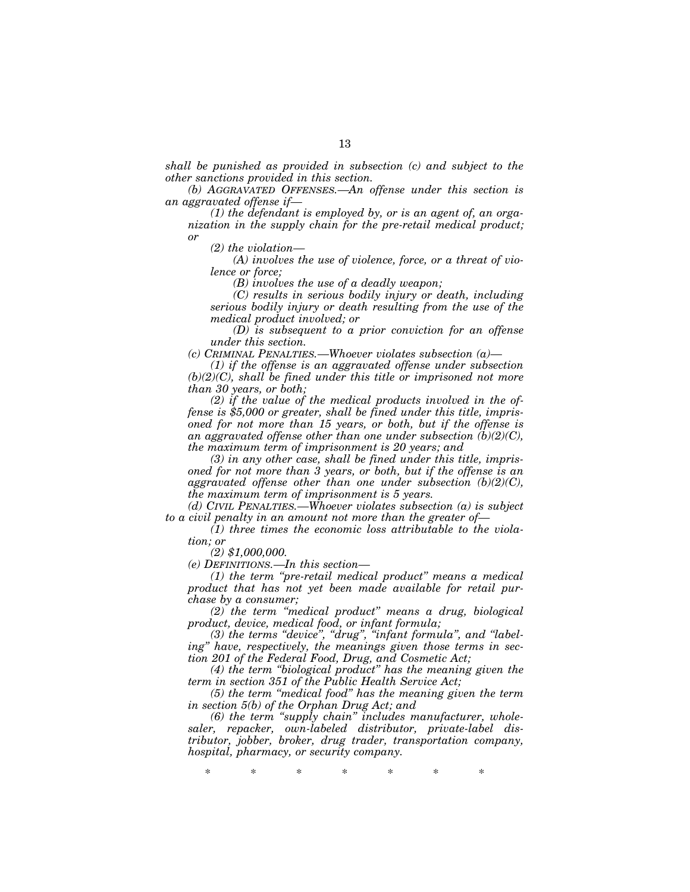*shall be punished as provided in subsection (c) and subject to the other sanctions provided in this section.*

*(b) AGGRAVATED OFFENSES.—An offense under this section is an aggravated offense if—*

*(1) the defendant is employed by, or is an agent of, an organization in the supply chain for the pre-retail medical product; or*

*(2) the violation—*

*(A) involves the use of violence, force, or a threat of violence or force;*

*(B) involves the use of a deadly weapon;*

*(C) results in serious bodily injury or death, including serious bodily injury or death resulting from the use of the medical product involved; or*

*(D) is subsequent to a prior conviction for an offense under this section.*

*(c) CRIMINAL PENALTIES.—Whoever violates subsection (a)—*

*(1) if the offense is an aggravated offense under subsection (b)(2)(C), shall be fined under this title or imprisoned not more than 30 years, or both;*

*(2) if the value of the medical products involved in the offense is $5,000 or greater, shall be fined under this title, imprisoned for not more than 15 years, or both, but if the offense is an aggravated offense other than one under subsection (b)(2)(C), the maximum term of imprisonment is 20 years; and*

*(3) in any other case, shall be fined under this title, imprisoned for not more than 3 years, or both, but if the offense is an aggravated offense other than one under subsection (b)(2)(C), the maximum term of imprisonment is 5 years.*

*(d) CIVIL PENALTIES.—Whoever violates subsection (a) is subject to a civil penalty in an amount not more than the greater of—*

*(1) three times the economic loss attributable to the violation; or*

*(2) $1,000,000.*

*(e) DEFINITIONS.—In this section—*

*(1) the term "pre-retail medical product" means a medical product that has not yet been made available for retail purchase by a consumer;*

*(2) the term "medical product" means a drug, biological product, device, medical food, or infant formula;*

*(3) the terms "device", "drug", "infant formula", and "labeling" have, respectively, the meanings given those terms in section 201 of the Federal Food, Drug, and Cosmetic Act;*

*(4) the term "biological product" has the meaning given the term in section 351 of the Public Health Service Act;*

*(5) the term "medical food" has the meaning given the term in section 5(b) of the Orphan Drug Act; and*

*(6) the term "supply chain" includes manufacturer, wholesaler, repacker, own-labeled distributor, private-label distributor, jobber, broker, drug trader, transportation company, hospital, pharmacy, or security company.*

\* \* \* \* \* \* \*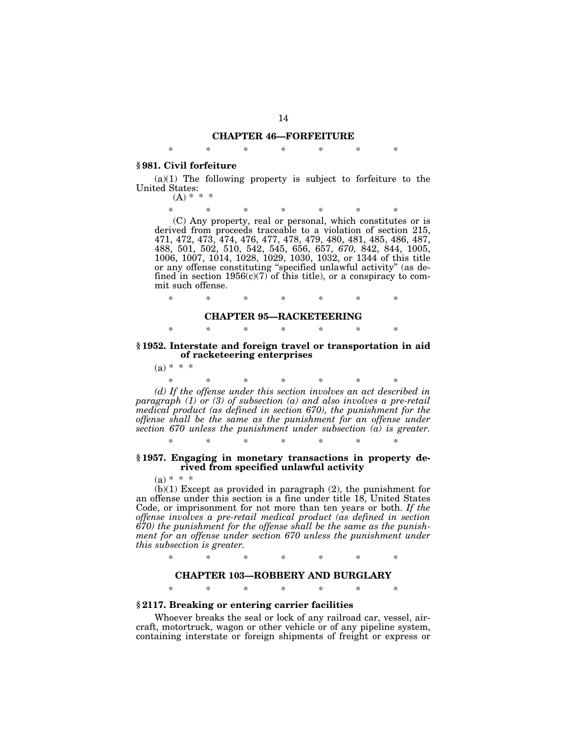## CHAPTER 46—FORFEITURE

\* \* \* \* \* \* \*

### § 981. Civil forfeiture

(a)(1) The following property is subject to forfeiture to the United States:

(A) \* \* \*

\* \* \* \* \* \* \*

(C) Any property, real or personal, which constitutes or is derived from proceeds traceable to a violation of section 215, 471, 472, 473, 474, 476, 477, 478, 479, 480, 481, 485, 486, 487, 488, 501, 502, 510, 542, 545, 656, 657, *670,* 842, 844, 1005, 1006, 1007, 1014, 1028, 1029, 1030, 1032, or 1344 of this title or any offense constituting "specified unlawful activity" (as defined in section 1956(c)(7) of this title), or a conspiracy to commit such offense.

\* \* \* \* \* \* \*

## CHAPTER 95—RACKETEERING

\* \* \* \* \* \* \*

### § 1952. Interstate and foreign travel or transportation in aid of racketeering enterprises

(a) \* \* \*

\* \* \* \* \* \* \*

*(d) If the offense under this section involves an act described in paragraph (1) or (3) of subsection (a) and also involves a pre-retail medical product (as defined in section 670), the punishment for the offense shall be the same as the punishment for an offense under section 670 unless the punishment under subsection (a) is greater.*

\* \* \* \* \* \* \*

### § 1957. Engaging in monetary transactions in property derived from specified unlawful activity

(a) \* \* \*

(b)(1) Except as provided in paragraph (2), the punishment for an offense under this section is a fine under title 18, United States Code, or imprisonment for not more than ten years or both. *If the offense involves a pre-retail medical product (as defined in section 670) the punishment for the offense shall be the same as the punishment for an offense under section 670 unless the punishment under this subsection is greater.*

\* \* \* \* \* \* \*

## CHAPTER 103—ROBBERY AND BURGLARY

\* \* \* \* \* \* \*

### § 2117. Breaking or entering carrier facilities

Whoever breaks the seal or lock of any railroad car, vessel, aircraft, motortruck, wagon or other vehicle or of any pipeline system, containing interstate or foreign shipments of freight or express or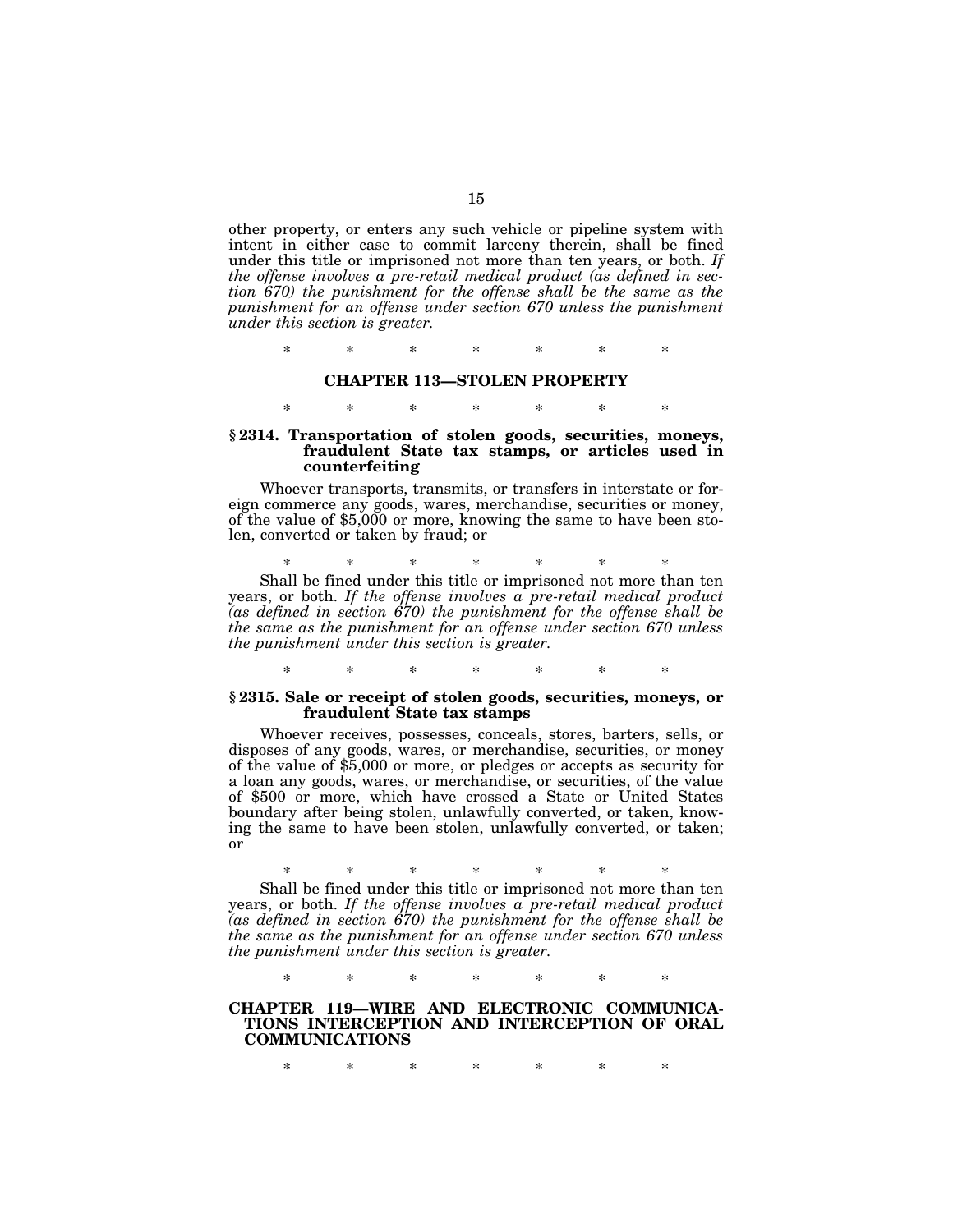other property, or enters any such vehicle or pipeline system with intent in either case to commit larceny therein, shall be fined under this title or imprisoned not more than ten years, or both. *If the offense involves a pre-retail medical product (as defined in section 670) the punishment for the offense shall be the same as the punishment for an offense under section 670 unless the punishment under this section is greater.*

\* \* \* \* \* \* \*

## CHAPTER 113—STOLEN PROPERTY

\* \* \* \* \* \* \*

### § 2314. Transportation of stolen goods, securities, moneys, fraudulent State tax stamps, or articles used in counterfeiting

Whoever transports, transmits, or transfers in interstate or foreign commerce any goods, wares, merchandise, securities or money, of the value of $5,000 or more, knowing the same to have been stolen, converted or taken by fraud; or

\* \* \* \* \* \* \*

Shall be fined under this title or imprisoned not more than ten years, or both. *If the offense involves a pre-retail medical product (as defined in section 670) the punishment for the offense shall be the same as the punishment for an offense under section 670 unless the punishment under this section is greater.*

\* \* \* \* \* \* \*

### § 2315. Sale or receipt of stolen goods, securities, moneys, or fraudulent State tax stamps

Whoever receives, possesses, conceals, stores, barters, sells, or disposes of any goods, wares, or merchandise, securities, or money of the value of $5,000 or more, or pledges or accepts as security for a loan any goods, wares, or merchandise, or securities, of the value of $500 or more, which have crossed a State or United States boundary after being stolen, unlawfully converted, or taken, knowing the same to have been stolen, unlawfully converted, or taken; or

\* \* \* \* \* \* \*

Shall be fined under this title or imprisoned not more than ten years, or both. *If the offense involves a pre-retail medical product (as defined in section 670) the punishment for the offense shall be the same as the punishment for an offense under section 670 unless the punishment under this section is greater.*

\* \* \* \* \* \* \*

## CHAPTER 119—WIRE AND ELECTRONIC COMMUNICATIONS INTERCEPTION AND INTERCEPTION OF ORAL COMMUNICATIONS

\* \* \* \* \* \* \*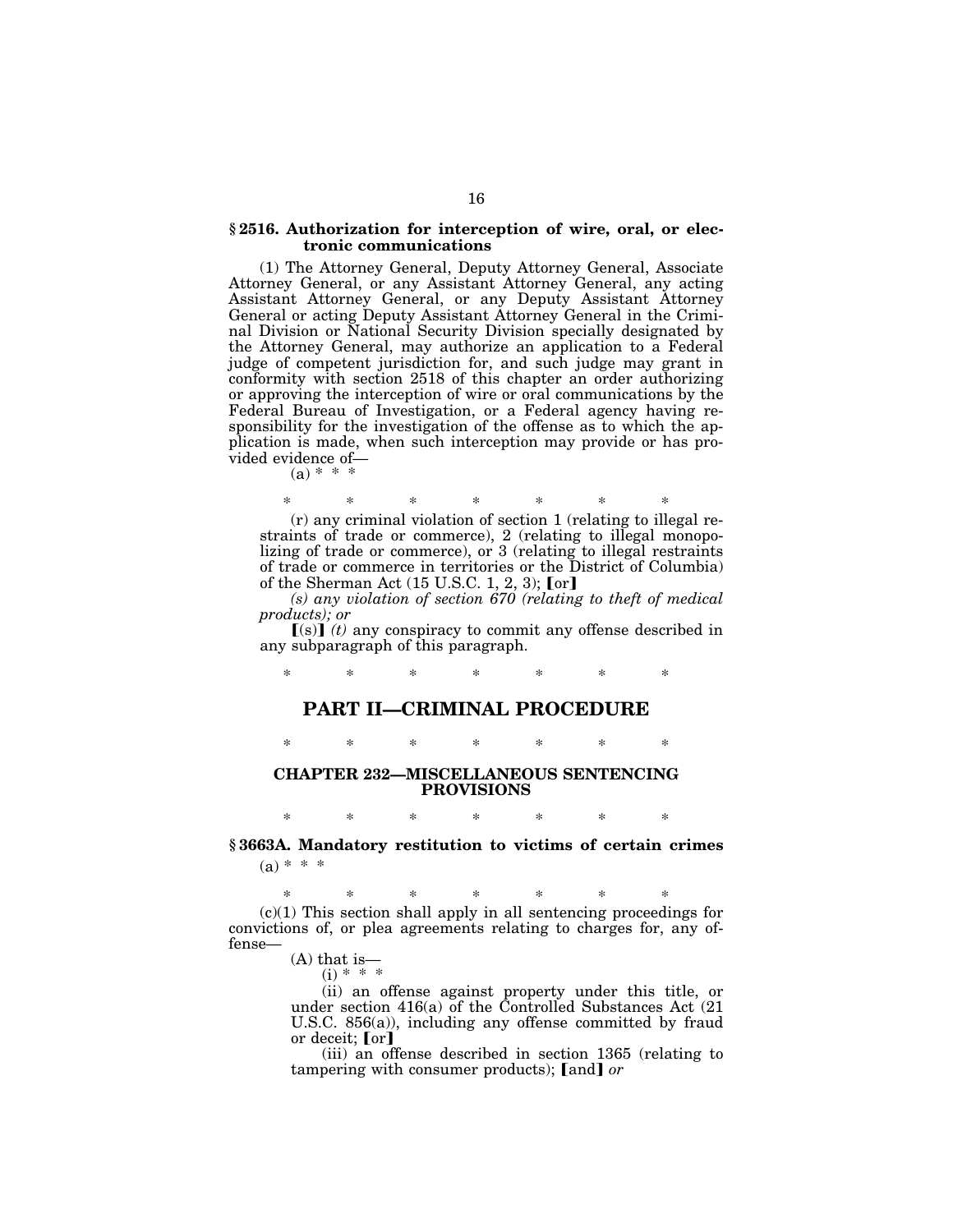**§ 2516. Authorization for interception of wire, oral, or electronic communications**

(1) The Attorney General, Deputy Attorney General, Associate Attorney General, or any Assistant Attorney General, any acting Assistant Attorney General, or any Deputy Assistant Attorney General or acting Deputy Assistant Attorney General in the Criminal Division or National Security Division specially designated by the Attorney General, may authorize an application to a Federal judge of competent jurisdiction for, and such judge may grant in conformity with section 2518 of this chapter an order authorizing or approving the interception of wire or oral communications by the Federal Bureau of Investigation, or a Federal agency having responsibility for the investigation of the offense as to which the application is made, when such interception may provide or has provided evidence of—

(a) * * *

\* \* \* \* \* \* \*

(r) any criminal violation of section 1 (relating to illegal restraints of trade or commerce), 2 (relating to illegal monopolizing of trade or commerce), or 3 (relating to illegal restraints of trade or commerce in territories or the District of Columbia) of the Sherman Act (15 U.S.C. 1, 2, 3); 【or】

*(s) any violation of section 670 (relating to theft of medical products); or*

【(s)】 *(t)* any conspiracy to commit any offense described in any subparagraph of this paragraph.

\* \* \* \* \* \* \*

## PART II—CRIMINAL PROCEDURE

\* \* \* \* \* \* \*

### CHAPTER 232—MISCELLANEOUS SENTENCING PROVISIONS

\* \* \* \* \* \* \*

**§ 3663A. Mandatory restitution to victims of certain crimes**

(a) * * *

\* \* \* \* \* \* \*

(c)(1) This section shall apply in all sentencing proceedings for convictions of, or plea agreements relating to charges for, any offense—

(A) that is—

(i) * * *

(ii) an offense against property under this title, or under section 416(a) of the Controlled Substances Act (21 U.S.C. 856(a)), including any offense committed by fraud or deceit; 【or】

(iii) an offense described in section 1365 (relating to tampering with consumer products); 【and】 *or*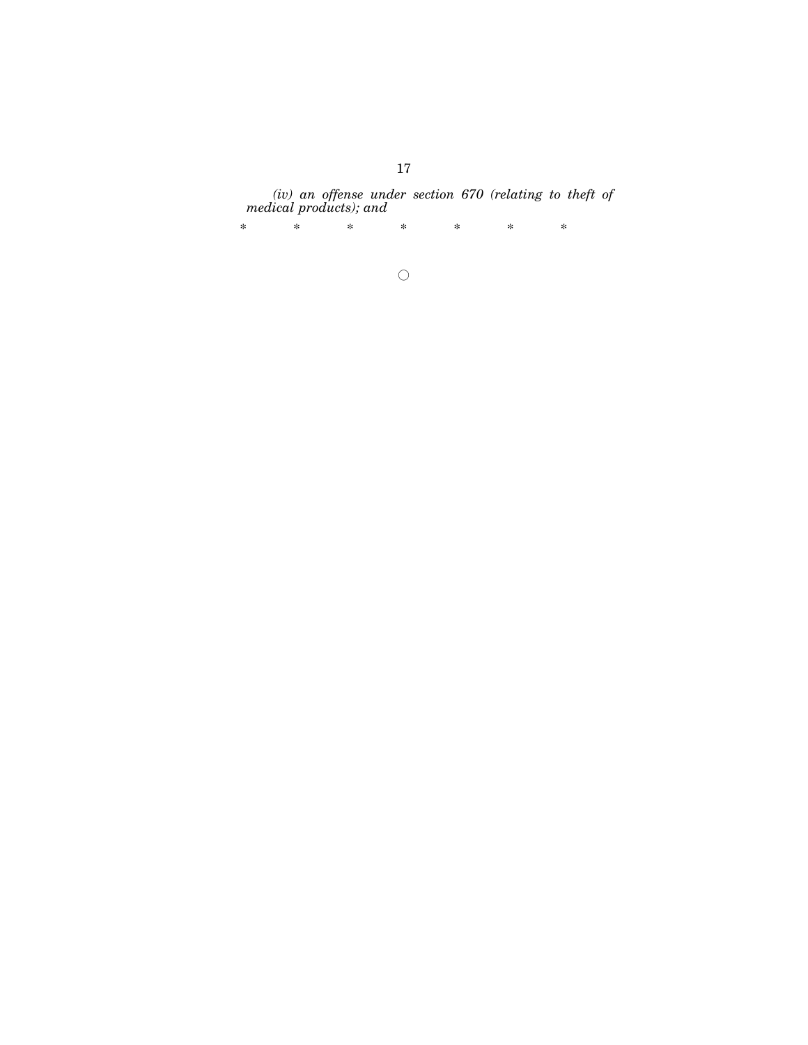*(iv) an offense under section 670 (relating to theft of medical products); and*

\* \* \* \* \* \* \*

*(iv) an offense under section 670 (relating to theft of medical products); and*

*　　*　　*　　*　　*　　*　　*